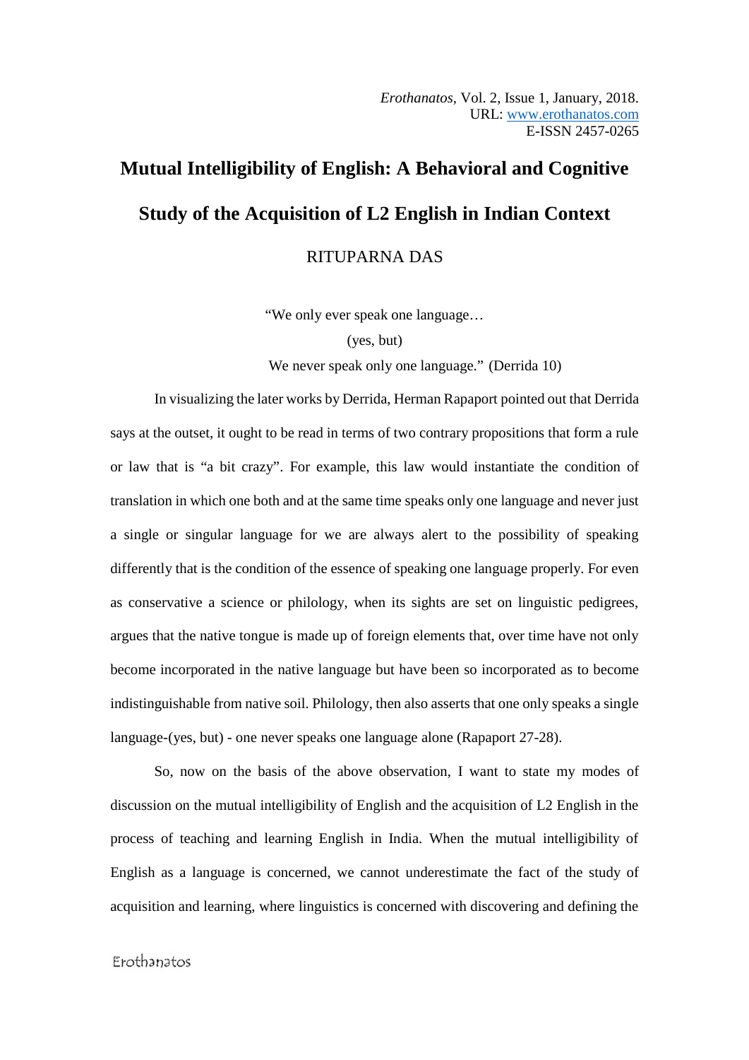*Erothanatos*, Vol. 2, Issue 1, January, 2018.
URL: www.erothanatos.com
E-ISSN 2457-0265

# Mutual Intelligibility of English: A Behavioral and Cognitive Study of the Acquisition of L2 English in Indian Context

RITUPARNA DAS

> "We only ever speak one language…
>
> (yes, but)
>
> We never speak only one language." (Derrida 10)

In visualizing the later works by Derrida, Herman Rapaport pointed out that Derrida says at the outset, it ought to be read in terms of two contrary propositions that form a rule or law that is "a bit crazy". For example, this law would instantiate the condition of translation in which one both and at the same time speaks only one language and never just a single or singular language for we are always alert to the possibility of speaking differently that is the condition of the essence of speaking one language properly. For even as conservative a science or philology, when its sights are set on linguistic pedigrees, argues that the native tongue is made up of foreign elements that, over time have not only become incorporated in the native language but have been so incorporated as to become indistinguishable from native soil. Philology, then also asserts that one only speaks a single language-(yes, but) - one never speaks one language alone (Rapaport 27-28).

So, now on the basis of the above observation, I want to state my modes of discussion on the mutual intelligibility of English and the acquisition of L2 English in the process of teaching and learning English in India. When the mutual intelligibility of English as a language is concerned, we cannot underestimate the fact of the study of acquisition and learning, where linguistics is concerned with discovering and defining the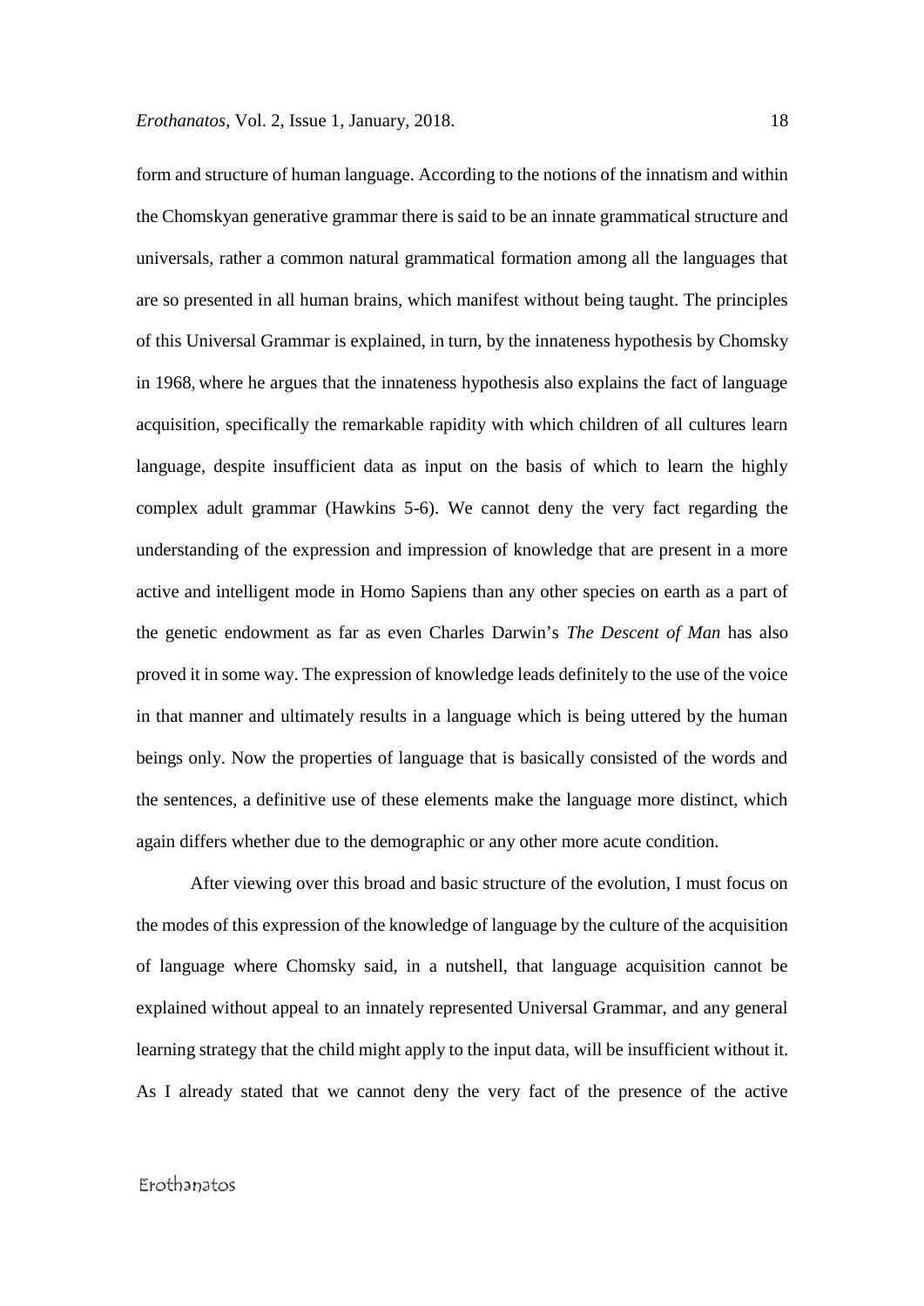form and structure of human language. According to the notions of the innatism and within the Chomskyan generative grammar there is said to be an innate grammatical structure and universals, rather a common natural grammatical formation among all the languages that are so presented in all human brains, which manifest without being taught. The principles of this Universal Grammar is explained, in turn, by the innateness hypothesis by Chomsky in 1968, where he argues that the innateness hypothesis also explains the fact of language acquisition, specifically the remarkable rapidity with which children of all cultures learn language, despite insufficient data as input on the basis of which to learn the highly complex adult grammar (Hawkins 5-6). We cannot deny the very fact regarding the understanding of the expression and impression of knowledge that are present in a more active and intelligent mode in Homo Sapiens than any other species on earth as a part of the genetic endowment as far as even Charles Darwin's *The Descent of Man* has also proved it in some way. The expression of knowledge leads definitely to the use of the voice in that manner and ultimately results in a language which is being uttered by the human beings only. Now the properties of language that is basically consisted of the words and the sentences, a definitive use of these elements make the language more distinct, which again differs whether due to the demographic or any other more acute condition.

After viewing over this broad and basic structure of the evolution, I must focus on the modes of this expression of the knowledge of language by the culture of the acquisition of language where Chomsky said, in a nutshell, that language acquisition cannot be explained without appeal to an innately represented Universal Grammar, and any general learning strategy that the child might apply to the input data, will be insufficient without it. As I already stated that we cannot deny the very fact of the presence of the active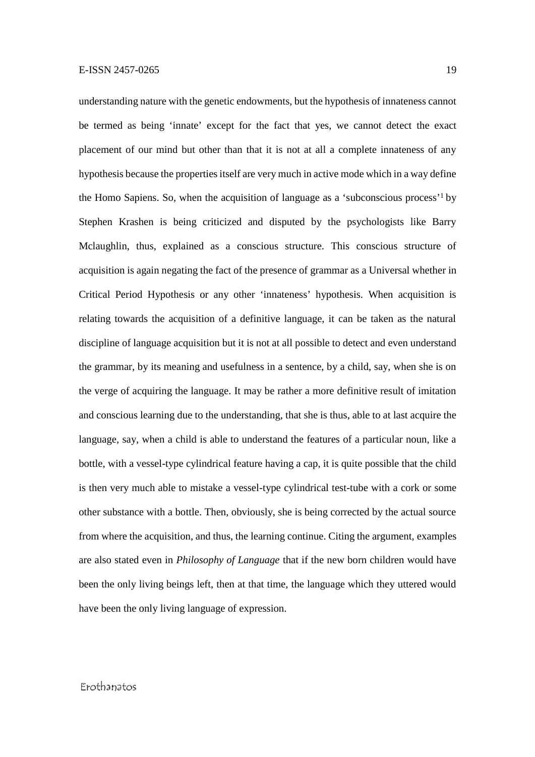understanding nature with the genetic endowments, but the hypothesis of innateness cannot be termed as being 'innate' except for the fact that yes, we cannot detect the exact placement of our mind but other than that it is not at all a complete innateness of any hypothesis because the properties itself are very much in active mode which in a way define the Homo Sapiens. So, when the acquisition of language as a 'subconscious process'[1] by Stephen Krashen is being criticized and disputed by the psychologists like Barry Mclaughlin, thus, explained as a conscious structure. This conscious structure of acquisition is again negating the fact of the presence of grammar as a Universal whether in Critical Period Hypothesis or any other 'innateness' hypothesis. When acquisition is relating towards the acquisition of a definitive language, it can be taken as the natural discipline of language acquisition but it is not at all possible to detect and even understand the grammar, by its meaning and usefulness in a sentence, by a child, say, when she is on the verge of acquiring the language. It may be rather a more definitive result of imitation and conscious learning due to the understanding, that she is thus, able to at last acquire the language, say, when a child is able to understand the features of a particular noun, like a bottle, with a vessel-type cylindrical feature having a cap, it is quite possible that the child is then very much able to mistake a vessel-type cylindrical test-tube with a cork or some other substance with a bottle. Then, obviously, she is being corrected by the actual source from where the acquisition, and thus, the learning continue. Citing the argument, examples are also stated even in *Philosophy of Language* that if the new born children would have been the only living beings left, then at that time, the language which they uttered would have been the only living language of expression.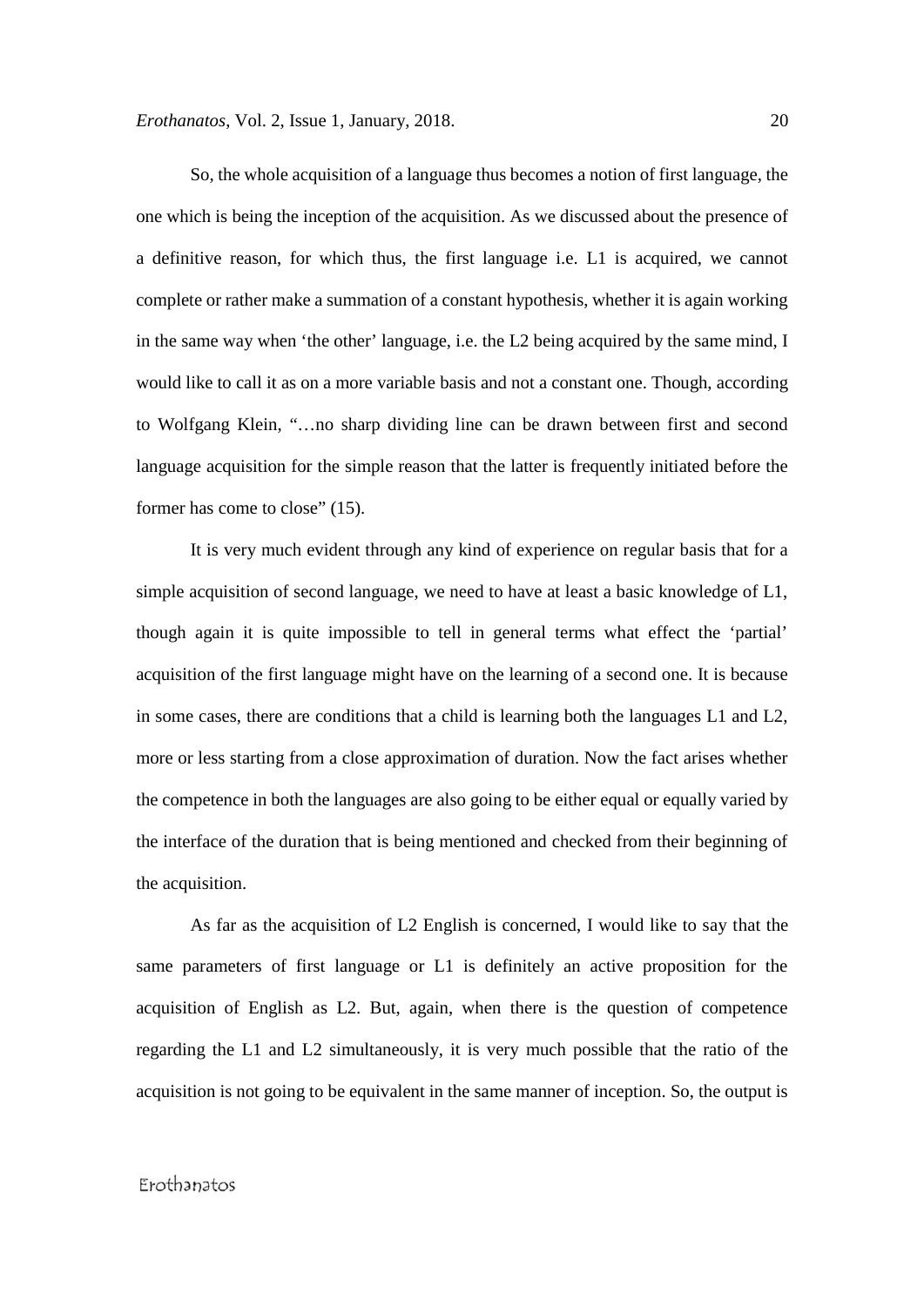So, the whole acquisition of a language thus becomes a notion of first language, the one which is being the inception of the acquisition. As we discussed about the presence of a definitive reason, for which thus, the first language i.e. L1 is acquired, we cannot complete or rather make a summation of a constant hypothesis, whether it is again working in the same way when 'the other' language, i.e. the L2 being acquired by the same mind, I would like to call it as on a more variable basis and not a constant one. Though, according to Wolfgang Klein, "…no sharp dividing line can be drawn between first and second language acquisition for the simple reason that the latter is frequently initiated before the former has come to close" (15).

It is very much evident through any kind of experience on regular basis that for a simple acquisition of second language, we need to have at least a basic knowledge of L1, though again it is quite impossible to tell in general terms what effect the 'partial' acquisition of the first language might have on the learning of a second one. It is because in some cases, there are conditions that a child is learning both the languages L1 and L2, more or less starting from a close approximation of duration. Now the fact arises whether the competence in both the languages are also going to be either equal or equally varied by the interface of the duration that is being mentioned and checked from their beginning of the acquisition.

As far as the acquisition of L2 English is concerned, I would like to say that the same parameters of first language or L1 is definitely an active proposition for the acquisition of English as L2. But, again, when there is the question of competence regarding the L1 and L2 simultaneously, it is very much possible that the ratio of the acquisition is not going to be equivalent in the same manner of inception. So, the output is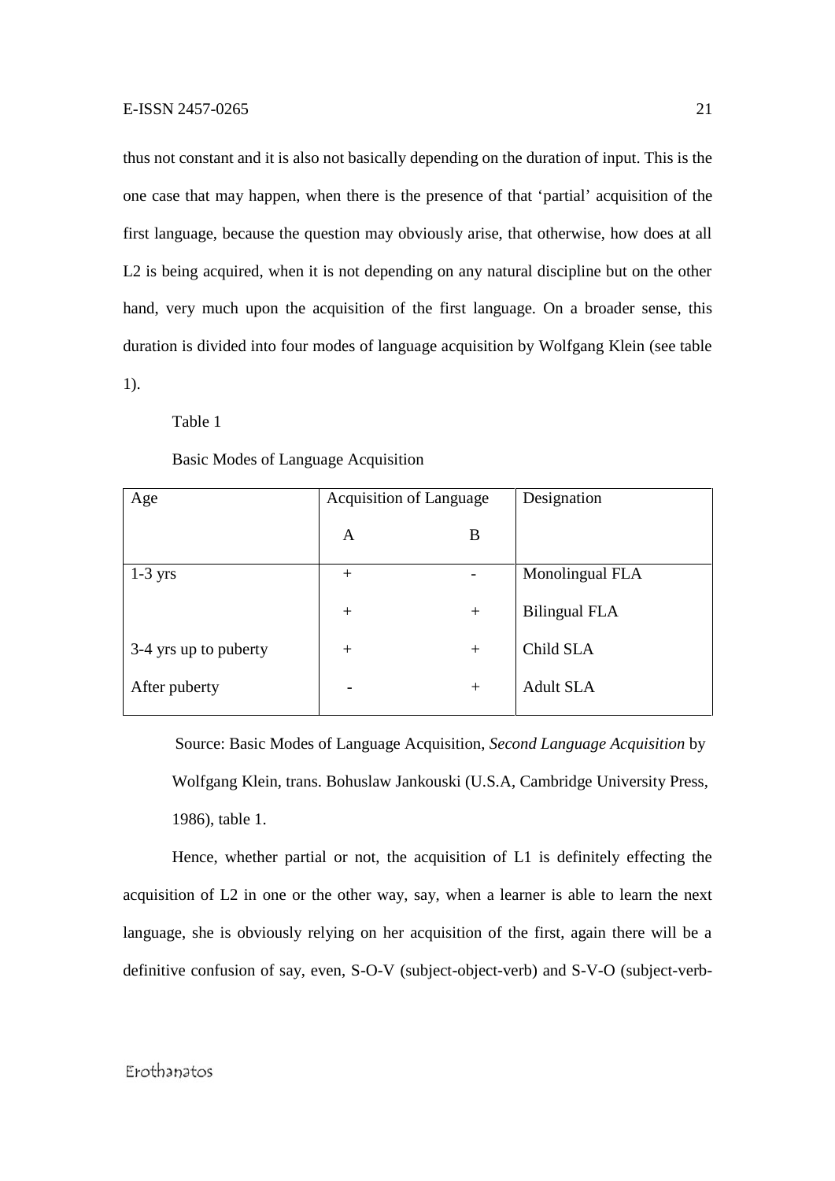thus not constant and it is also not basically depending on the duration of input. This is the one case that may happen, when there is the presence of that 'partial' acquisition of the first language, because the question may obviously arise, that otherwise, how does at all L2 is being acquired, when it is not depending on any natural discipline but on the other hand, very much upon the acquisition of the first language. On a broader sense, this duration is divided into four modes of language acquisition by Wolfgang Klein (see table 1).

Table 1

Basic Modes of Language Acquisition

| Age | Acquisition of Language | | Designation |
|---|---|---|---|
| | A | B | |
| 1-3 yrs | + | - | Monolingual FLA |
| | + | + | Bilingual FLA |
| 3-4 yrs up to puberty | + | + | Child SLA |
| After puberty | - | + | Adult SLA |

Source: Basic Modes of Language Acquisition, *Second Language Acquisition* by Wolfgang Klein, trans. Bohuslaw Jankouski (U.S.A, Cambridge University Press, 1986), table 1.

Hence, whether partial or not, the acquisition of L1 is definitely effecting the acquisition of L2 in one or the other way, say, when a learner is able to learn the next language, she is obviously relying on her acquisition of the first, again there will be a definitive confusion of say, even, S-O-V (subject-object-verb) and S-V-O (subject-verb-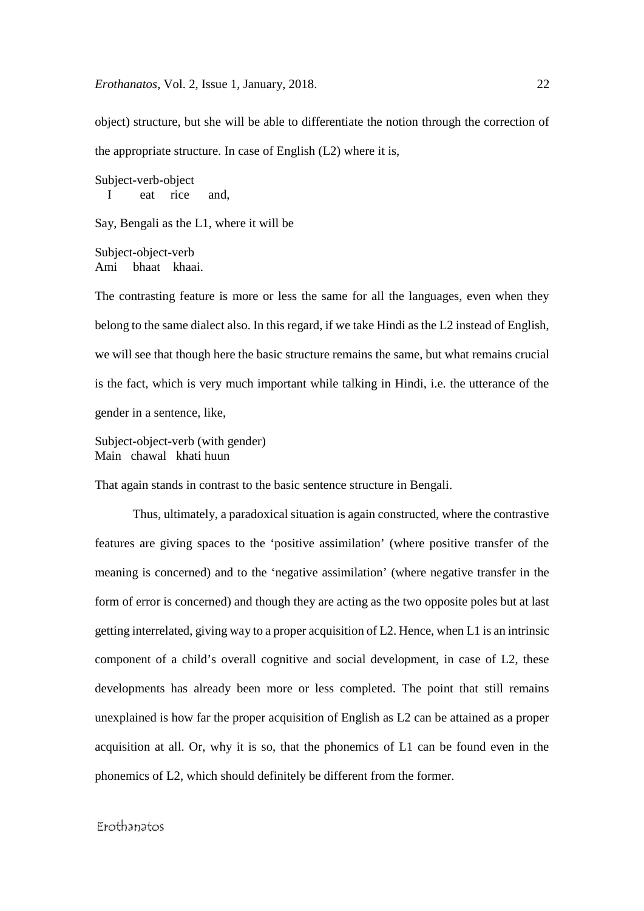object) structure, but she will be able to differentiate the notion through the correction of the appropriate structure. In case of English (L2) where it is,

Subject-verb-object
I eat rice and,

Say, Bengali as the L1, where it will be

Subject-object-verb
Ami bhaat khaai.

The contrasting feature is more or less the same for all the languages, even when they belong to the same dialect also. In this regard, if we take Hindi as the L2 instead of English, we will see that though here the basic structure remains the same, but what remains crucial is the fact, which is very much important while talking in Hindi, i.e. the utterance of the gender in a sentence, like,

Subject-object-verb (with gender)
Main chawal khati huun

That again stands in contrast to the basic sentence structure in Bengali.

Thus, ultimately, a paradoxical situation is again constructed, where the contrastive features are giving spaces to the 'positive assimilation' (where positive transfer of the meaning is concerned) and to the 'negative assimilation' (where negative transfer in the form of error is concerned) and though they are acting as the two opposite poles but at last getting interrelated, giving way to a proper acquisition of L2. Hence, when L1 is an intrinsic component of a child's overall cognitive and social development, in case of L2, these developments has already been more or less completed. The point that still remains unexplained is how far the proper acquisition of English as L2 can be attained as a proper acquisition at all. Or, why it is so, that the phonemics of L1 can be found even in the phonemics of L2, which should definitely be different from the former.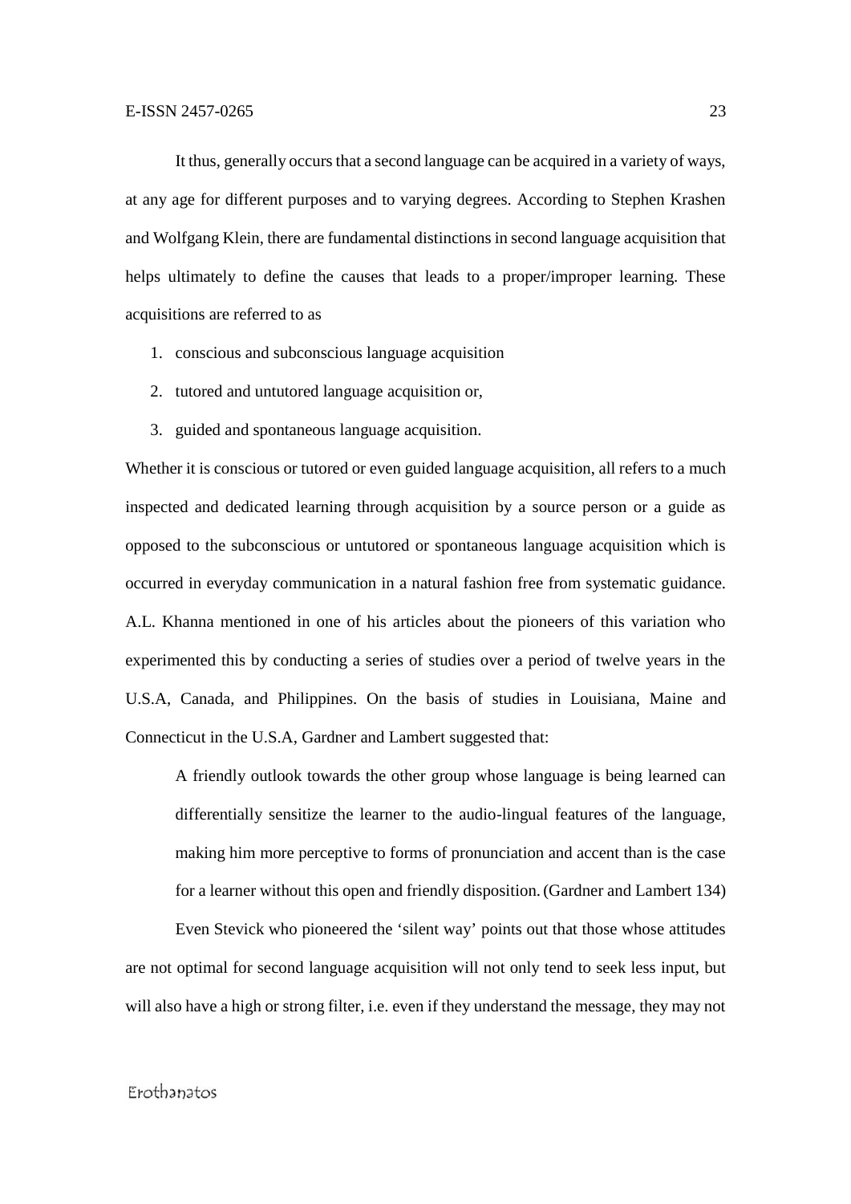It thus, generally occurs that a second language can be acquired in a variety of ways, at any age for different purposes and to varying degrees. According to Stephen Krashen and Wolfgang Klein, there are fundamental distinctions in second language acquisition that helps ultimately to define the causes that leads to a proper/improper learning. These acquisitions are referred to as

1. conscious and subconscious language acquisition
2. tutored and untutored language acquisition or,
3. guided and spontaneous language acquisition.

Whether it is conscious or tutored or even guided language acquisition, all refers to a much inspected and dedicated learning through acquisition by a source person or a guide as opposed to the subconscious or untutored or spontaneous language acquisition which is occurred in everyday communication in a natural fashion free from systematic guidance. A.L. Khanna mentioned in one of his articles about the pioneers of this variation who experimented this by conducting a series of studies over a period of twelve years in the U.S.A, Canada, and Philippines. On the basis of studies in Louisiana, Maine and Connecticut in the U.S.A, Gardner and Lambert suggested that:

> A friendly outlook towards the other group whose language is being learned can differentially sensitize the learner to the audio-lingual features of the language, making him more perceptive to forms of pronunciation and accent than is the case for a learner without this open and friendly disposition. (Gardner and Lambert 134)

Even Stevick who pioneered the 'silent way' points out that those whose attitudes are not optimal for second language acquisition will not only tend to seek less input, but will also have a high or strong filter, i.e. even if they understand the message, they may not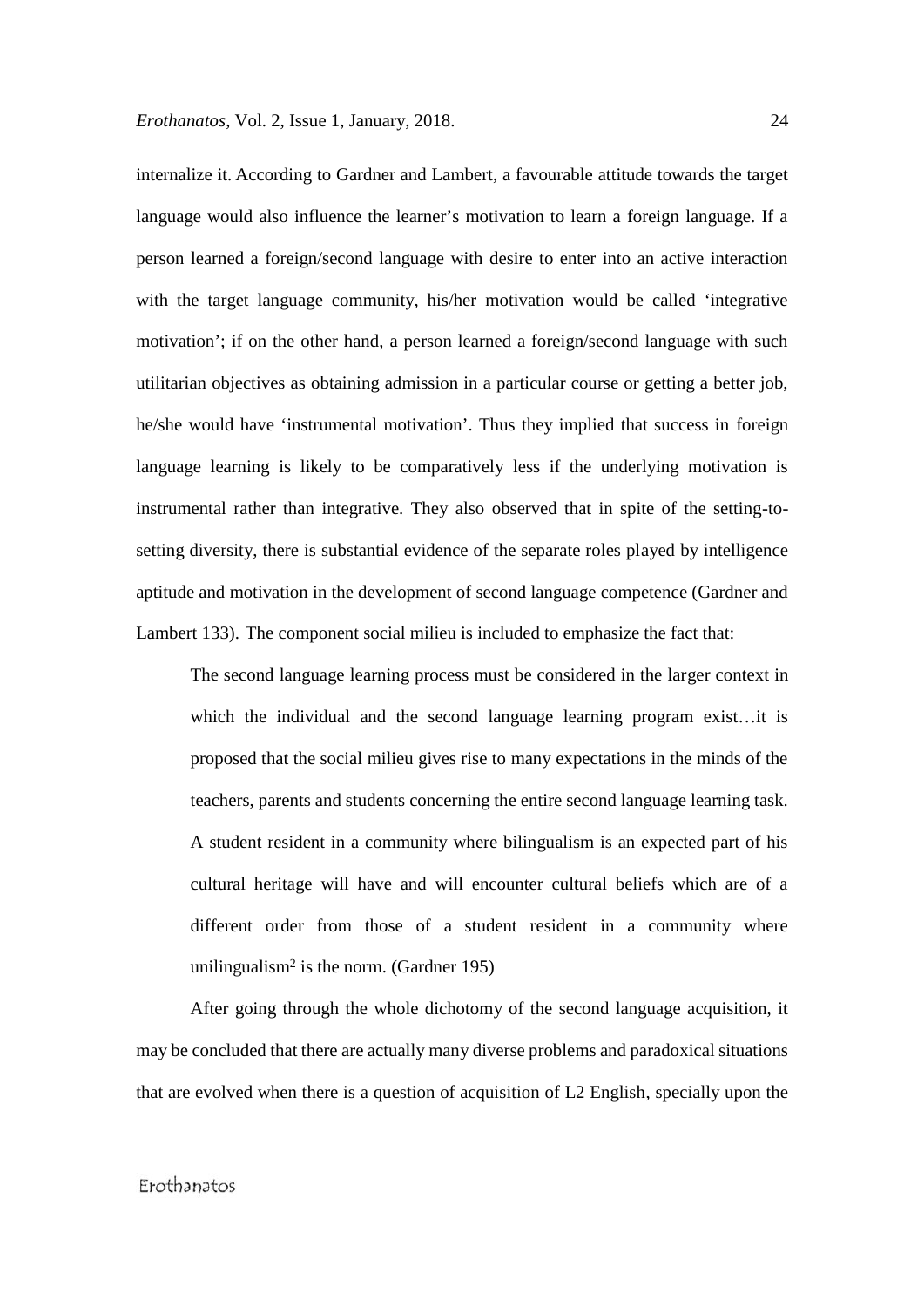internalize it. According to Gardner and Lambert, a favourable attitude towards the target language would also influence the learner's motivation to learn a foreign language. If a person learned a foreign/second language with desire to enter into an active interaction with the target language community, his/her motivation would be called 'integrative motivation'; if on the other hand, a person learned a foreign/second language with such utilitarian objectives as obtaining admission in a particular course or getting a better job, he/she would have 'instrumental motivation'. Thus they implied that success in foreign language learning is likely to be comparatively less if the underlying motivation is instrumental rather than integrative. They also observed that in spite of the setting-to-setting diversity, there is substantial evidence of the separate roles played by intelligence aptitude and motivation in the development of second language competence (Gardner and Lambert 133). The component social milieu is included to emphasize the fact that:

> The second language learning process must be considered in the larger context in which the individual and the second language learning program exist…it is proposed that the social milieu gives rise to many expectations in the minds of the teachers, parents and students concerning the entire second language learning task. A student resident in a community where bilingualism is an expected part of his cultural heritage will have and will encounter cultural beliefs which are of a different order from those of a student resident in a community where unilingualism[2] is the norm. (Gardner 195)

After going through the whole dichotomy of the second language acquisition, it may be concluded that there are actually many diverse problems and paradoxical situations that are evolved when there is a question of acquisition of L2 English, specially upon the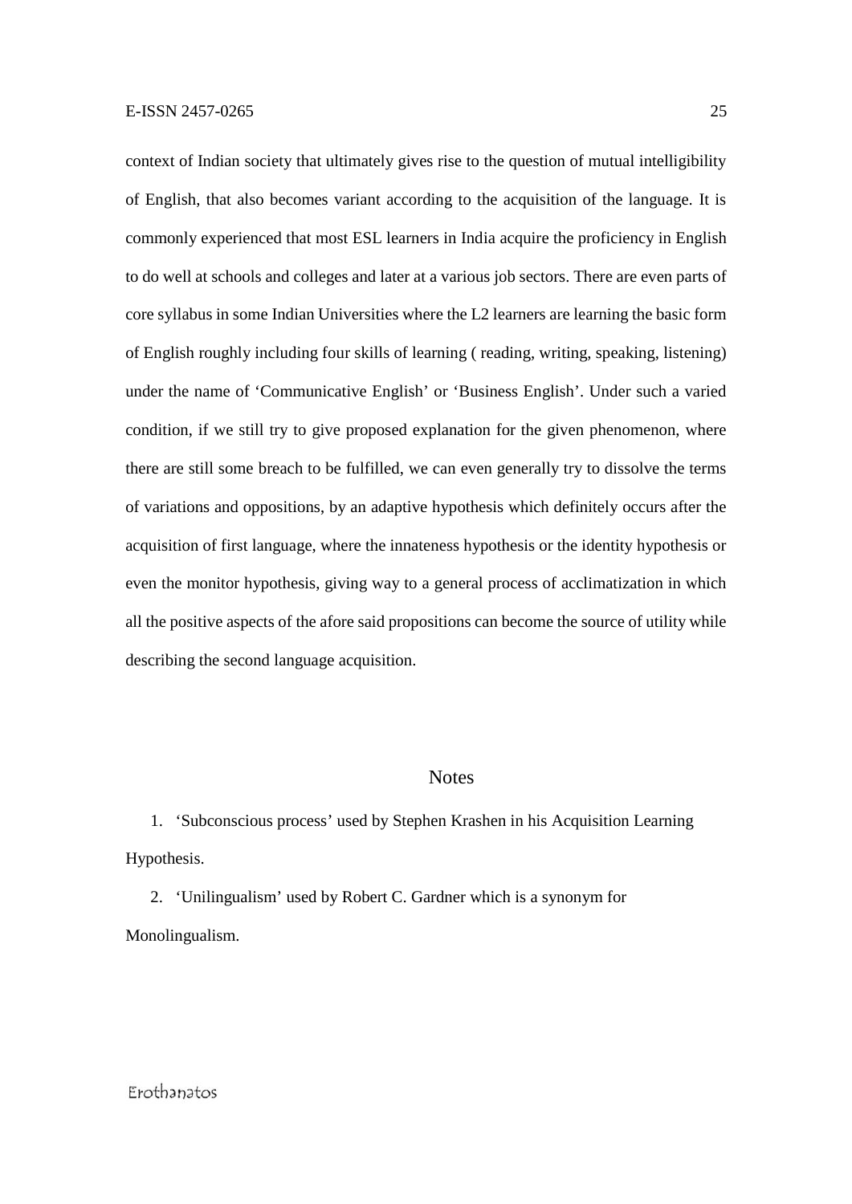context of Indian society that ultimately gives rise to the question of mutual intelligibility of English, that also becomes variant according to the acquisition of the language. It is commonly experienced that most ESL learners in India acquire the proficiency in English to do well at schools and colleges and later at a various job sectors. There are even parts of core syllabus in some Indian Universities where the L2 learners are learning the basic form of English roughly including four skills of learning ( reading, writing, speaking, listening) under the name of 'Communicative English' or 'Business English'. Under such a varied condition, if we still try to give proposed explanation for the given phenomenon, where there are still some breach to be fulfilled, we can even generally try to dissolve the terms of variations and oppositions, by an adaptive hypothesis which definitely occurs after the acquisition of first language, where the innateness hypothesis or the identity hypothesis or even the monitor hypothesis, giving way to a general process of acclimatization in which all the positive aspects of the afore said propositions can become the source of utility while describing the second language acquisition.

## Notes

1. 'Subconscious process' used by Stephen Krashen in his Acquisition Learning Hypothesis.
2. 'Unilingualism' used by Robert C. Gardner which is a synonym for Monolingualism.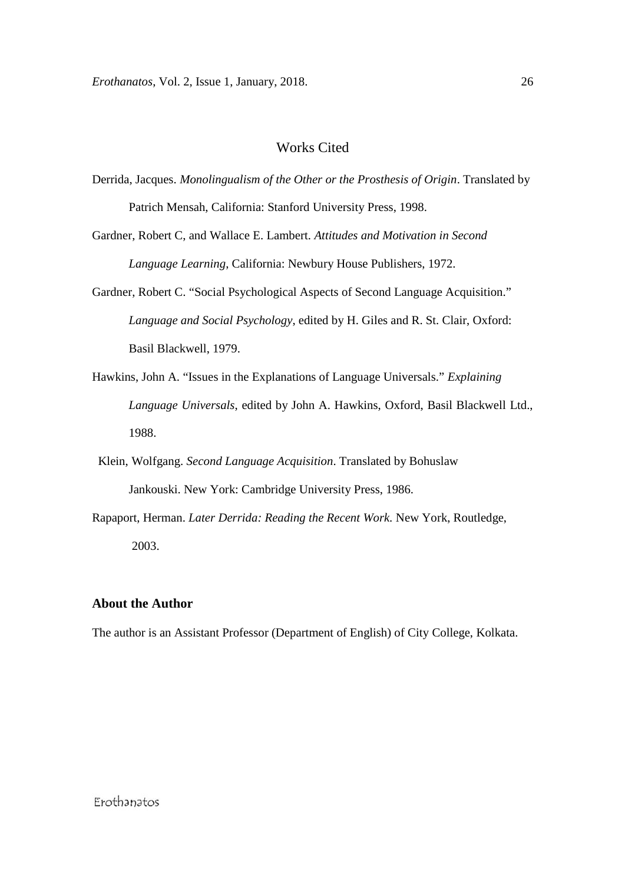## Works Cited

Derrida, Jacques. *Monolingualism of the Other or the Prosthesis of Origin*. Translated by Patrich Mensah, California: Stanford University Press, 1998.

Gardner, Robert C, and Wallace E. Lambert. *Attitudes and Motivation in Second Language Learning,* California: Newbury House Publishers, 1972.

Gardner, Robert C. "Social Psychological Aspects of Second Language Acquisition." *Language and Social Psychology*, edited by H. Giles and R. St. Clair, Oxford: Basil Blackwell, 1979.

Hawkins, John A. "Issues in the Explanations of Language Universals." *Explaining Language Universals*, edited by John A. Hawkins, Oxford, Basil Blackwell Ltd., 1988.

Klein, Wolfgang. *Second Language Acquisition*. Translated by Bohuslaw Jankouski. New York: Cambridge University Press, 1986.

Rapaport, Herman. *Later Derrida: Reading the Recent Work.* New York, Routledge, 2003.

**About the Author**

The author is an Assistant Professor (Department of English) of City College, Kolkata.